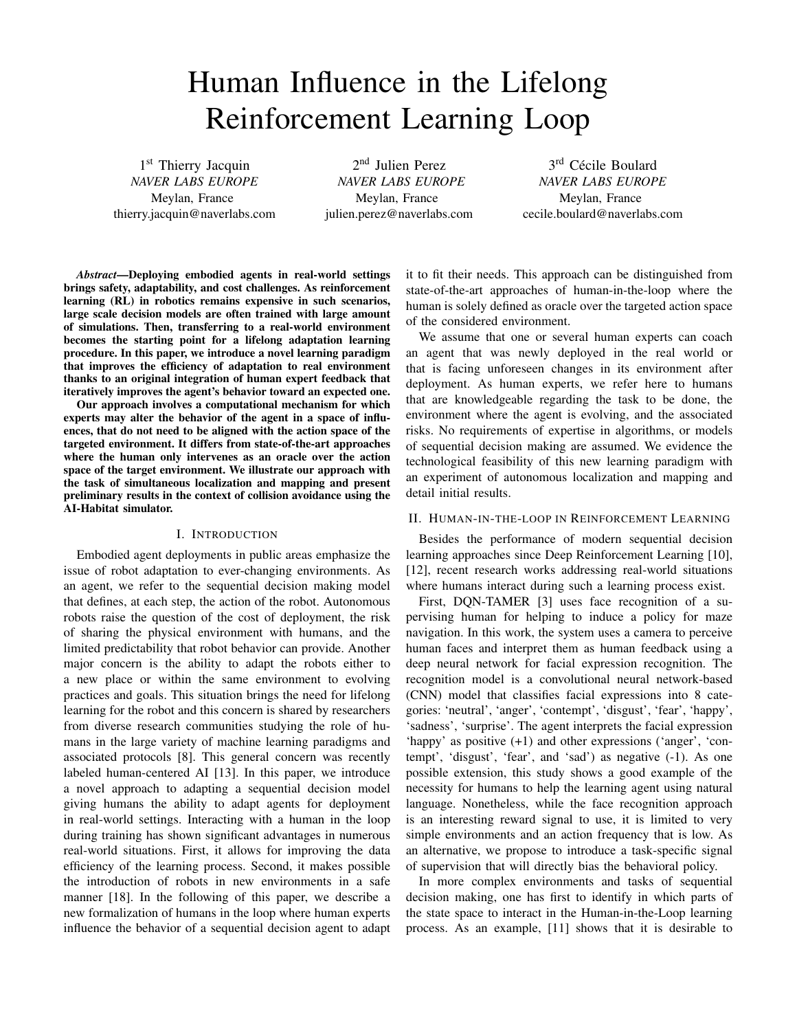# Human Influence in the Lifelong Reinforcement Learning Loop

1st Thierry Jacquin
*NAVER LABS EUROPE*
Meylan, France
thierry.jacquin@naverlabs.com

2nd Julien Perez
*NAVER LABS EUROPE*
Meylan, France
julien.perez@naverlabs.com

3rd Cécile Boulard
*NAVER LABS EUROPE*
Meylan, France
cecile.boulard@naverlabs.com

***Abstract*—Deploying embodied agents in real-world settings brings safety, adaptability, and cost challenges. As reinforcement learning (RL) in robotics remains expensive in such scenarios, large scale decision models are often trained with large amount of simulations. Then, transferring to a real-world environment becomes the starting point for a lifelong adaptation learning procedure. In this paper, we introduce a novel learning paradigm that improves the efficiency of adaptation to real environment thanks to an original integration of human expert feedback that iteratively improves the agent's behavior toward an expected one.**

**Our approach involves a computational mechanism for which experts may alter the behavior of the agent in a space of influences, that do not need to be aligned with the action space of the targeted environment. It differs from state-of-the-art approaches where the human only intervenes as an oracle over the action space of the target environment. We illustrate our approach with the task of simultaneous localization and mapping and present preliminary results in the context of collision avoidance using the AI-Habitat simulator.**

## I. Introduction

Embodied agent deployments in public areas emphasize the issue of robot adaptation to ever-changing environments. As an agent, we refer to the sequential decision making model that defines, at each step, the action of the robot. Autonomous robots raise the question of the cost of deployment, the risk of sharing the physical environment with humans, and the limited predictability that robot behavior can provide. Another major concern is the ability to adapt the robots either to a new place or within the same environment to evolving practices and goals. This situation brings the need for lifelong learning for the robot and this concern is shared by researchers from diverse research communities studying the role of humans in the large variety of machine learning paradigms and associated protocols [8]. This general concern was recently labeled human-centered AI [13]. In this paper, we introduce a novel approach to adapting a sequential decision model giving humans the ability to adapt agents for deployment in real-world settings. Interacting with a human in the loop during training has shown significant advantages in numerous real-world situations. First, it allows for improving the data efficiency of the learning process. Second, it makes possible the introduction of robots in new environments in a safe manner [18]. In the following of this paper, we describe a new formalization of humans in the loop where human experts influence the behavior of a sequential decision agent to adapt it to fit their needs. This approach can be distinguished from state-of-the-art approaches of human-in-the-loop where the human is solely defined as oracle over the targeted action space of the considered environment.

We assume that one or several human experts can coach an agent that was newly deployed in the real world or that is facing unforeseen changes in its environment after deployment. As human experts, we refer here to humans that are knowledgeable regarding the task to be done, the environment where the agent is evolving, and the associated risks. No requirements of expertise in algorithms, or models of sequential decision making are assumed. We evidence the technological feasibility of this new learning paradigm with an experiment of autonomous localization and mapping and detail initial results.

## II. Human-in-the-loop in Reinforcement Learning

Besides the performance of modern sequential decision learning approaches since Deep Reinforcement Learning [10], [12], recent research works addressing real-world situations where humans interact during such a learning process exist.

First, DQN-TAMER [3] uses face recognition of a supervising human for helping to induce a policy for maze navigation. In this work, the system uses a camera to perceive human faces and interpret them as human feedback using a deep neural network for facial expression recognition. The recognition model is a convolutional neural network-based (CNN) model that classifies facial expressions into 8 categories: 'neutral', 'anger', 'contempt', 'disgust', 'fear', 'happy', 'sadness', 'surprise'. The agent interprets the facial expression 'happy' as positive (+1) and other expressions ('anger', 'contempt', 'disgust', 'fear', and 'sad') as negative (-1). As one possible extension, this study shows a good example of the necessity for humans to help the learning agent using natural language. Nonetheless, while the face recognition approach is an interesting reward signal to use, it is limited to very simple environments and an action frequency that is low. As an alternative, we propose to introduce a task-specific signal of supervision that will directly bias the behavioral policy.

In more complex environments and tasks of sequential decision making, one has first to identify in which parts of the state space to interact in the Human-in-the-Loop learning process. As an example, [11] shows that it is desirable to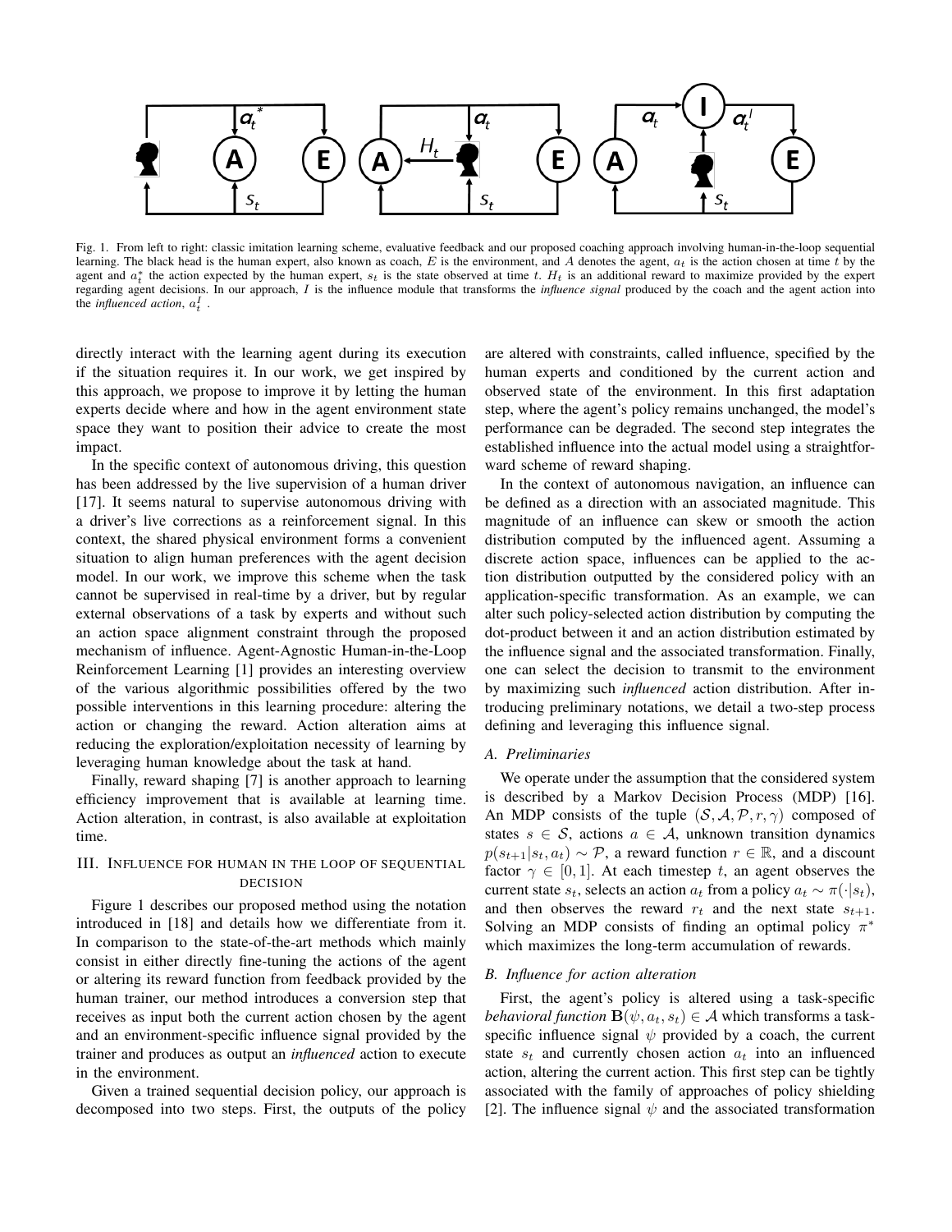Fig. 1. From left to right: classic imitation learning scheme, evaluative feedback and our proposed coaching approach involving human-in-the-loop sequential learning. The black head is the human expert, also known as coach, $E$ is the environment, and $A$ denotes the agent, $a_t$ is the action chosen at time $t$ by the agent and $a_t^*$ the action expected by the human expert, $s_t$ is the state observed at time $t$. $H_t$ is an additional reward to maximize provided by the expert regarding agent decisions. In our approach, $I$ is the influence module that transforms the *influence signal* produced by the coach and the agent action into the *influenced action*, $a_t^I$ .

directly interact with the learning agent during its execution if the situation requires it. In our work, we get inspired by this approach, we propose to improve it by letting the human experts decide where and how in the agent environment state space they want to position their advice to create the most impact.

In the specific context of autonomous driving, this question has been addressed by the live supervision of a human driver [17]. It seems natural to supervise autonomous driving with a driver's live corrections as a reinforcement signal. In this context, the shared physical environment forms a convenient situation to align human preferences with the agent decision model. In our work, we improve this scheme when the task cannot be supervised in real-time by a driver, but by regular external observations of a task by experts and without such an action space alignment constraint through the proposed mechanism of influence. Agent-Agnostic Human-in-the-Loop Reinforcement Learning [1] provides an interesting overview of the various algorithmic possibilities offered by the two possible interventions in this learning procedure: altering the action or changing the reward. Action alteration aims at reducing the exploration/exploitation necessity of learning by leveraging human knowledge about the task at hand.

Finally, reward shaping [7] is another approach to learning efficiency improvement that is available at learning time. Action alteration, in contrast, is also available at exploitation time.

## III. Influence for human in the loop of sequential decision

Figure 1 describes our proposed method using the notation introduced in [18] and details how we differentiate from it. In comparison to the state-of-the-art methods which mainly consist in either directly fine-tuning the actions of the agent or altering its reward function from feedback provided by the human trainer, our method introduces a conversion step that receives as input both the current action chosen by the agent and an environment-specific influence signal provided by the trainer and produces as output an *influenced* action to execute in the environment.

Given a trained sequential decision policy, our approach is decomposed into two steps. First, the outputs of the policy are altered with constraints, called influence, specified by the human experts and conditioned by the current action and observed state of the environment. In this first adaptation step, where the agent's policy remains unchanged, the model's performance can be degraded. The second step integrates the established influence into the actual model using a straightforward scheme of reward shaping.

In the context of autonomous navigation, an influence can be defined as a direction with an associated magnitude. This magnitude of an influence can skew or smooth the action distribution computed by the influenced agent. Assuming a discrete action space, influences can be applied to the action distribution outputted by the considered policy with an application-specific transformation. As an example, we can alter such policy-selected action distribution by computing the dot-product between it and an action distribution estimated by the influence signal and the associated transformation. Finally, one can select the decision to transmit to the environment by maximizing such *influenced* action distribution. After introducing preliminary notations, we detail a two-step process defining and leveraging this influence signal.

### A. Preliminaries

We operate under the assumption that the considered system is described by a Markov Decision Process (MDP) [16]. An MDP consists of the tuple $(\mathcal{S}, \mathcal{A}, \mathcal{P}, r, \gamma)$ composed of states $s \in \mathcal{S}$, actions $a \in \mathcal{A}$, unknown transition dynamics $p(s_{t+1}|s_t, a_t) \sim \mathcal{P}$, a reward function $r \in \mathbb{R}$, and a discount factor $\gamma \in [0, 1]$. At each timestep $t$, an agent observes the current state $s_t$, selects an action $a_t$ from a policy $a_t \sim \pi(\cdot|s_t)$, and then observes the reward $r_t$ and the next state $s_{t+1}$. Solving an MDP consists of finding an optimal policy $\pi^*$ which maximizes the long-term accumulation of rewards.

### B. Influence for action alteration

First, the agent's policy is altered using a task-specific *behavioral function* $\mathbf{B}(\psi, a_t, s_t) \in \mathcal{A}$ which transforms a task-specific influence signal $\psi$ provided by a coach, the current state $s_t$ and currently chosen action $a_t$ into an influenced action, altering the current action. This first step can be tightly associated with the family of approaches of policy shielding [2]. The influence signal $\psi$ and the associated transformation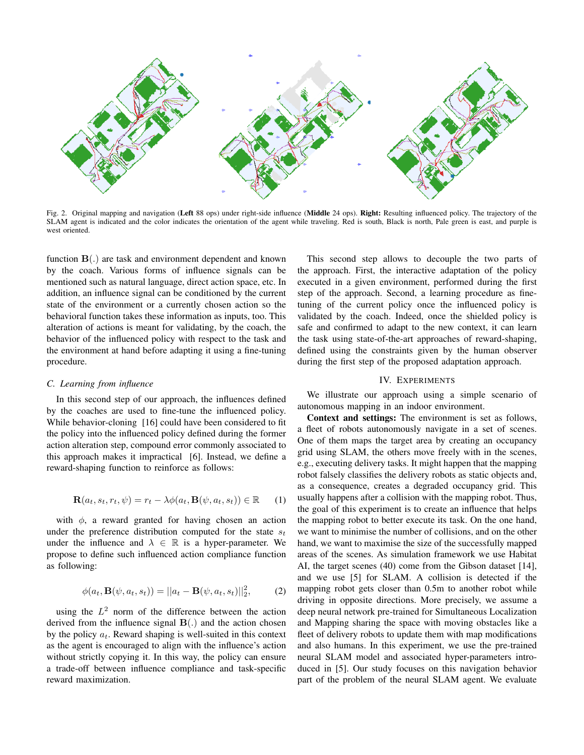Fig. 2. Original mapping and navigation (**Left** 88 ops) under right-side influence (**Middle** 24 ops). **Right:** Resulting influenced policy. The trajectory of the SLAM agent is indicated and the color indicates the orientation of the agent while traveling. Red is south, Black is north, Pale green is east, and purple is west oriented.

function $\mathbf{B}(.)$ are task and environment dependent and known by the coach. Various forms of influence signals can be mentioned such as natural language, direct action space, etc. In addition, an influence signal can be conditioned by the current state of the environment or a currently chosen action so the behavioral function takes these information as inputs, too. This alteration of actions is meant for validating, by the coach, the behavior of the influenced policy with respect to the task and the environment at hand before adapting it using a fine-tuning procedure.

### C. Learning from influence

In this second step of our approach, the influences defined by the coaches are used to fine-tune the influenced policy. While behavior-cloning [16] could have been considered to fit the policy into the influenced policy defined during the former action alteration step, compound error commonly associated to this approach makes it impractical [6]. Instead, we define a reward-shaping function to reinforce as follows:

$$\mathbf{R}(a_t, s_t, r_t, \psi) = r_t - \lambda\phi(a_t, \mathbf{B}(\psi, a_t, s_t)) \in \mathbb{R} \qquad (1)$$

with $\phi$, a reward granted for having chosen an action under the preference distribution computed for the state $s_t$ under the influence and $\lambda \in \mathbb{R}$ is a hyper-parameter. We propose to define such influenced action compliance function as following:

$$\phi(a_t, \mathbf{B}(\psi, a_t, s_t)) = ||a_t - \mathbf{B}(\psi, a_t, s_t)||_2^2, \qquad (2)$$

using the $L^2$ norm of the difference between the action derived from the influence signal $\mathbf{B}(.)$ and the action chosen by the policy $a_t$. Reward shaping is well-suited in this context as the agent is encouraged to align with the influence's action without strictly copying it. In this way, the policy can ensure a trade-off between influence compliance and task-specific reward maximization.

This second step allows to decouple the two parts of the approach. First, the interactive adaptation of the policy executed in a given environment, performed during the first step of the approach. Second, a learning procedure as fine-tuning of the current policy once the influenced policy is validated by the coach. Indeed, once the shielded policy is safe and confirmed to adapt to the new context, it can learn the task using state-of-the-art approaches of reward-shaping, defined using the constraints given by the human observer during the first step of the proposed adaptation approach.

## IV. Experiments

We illustrate our approach using a simple scenario of autonomous mapping in an indoor environment.

**Context and settings:** The environment is set as follows, a fleet of robots autonomously navigate in a set of scenes. One of them maps the target area by creating an occupancy grid using SLAM, the others move freely with in the scenes, e.g., executing delivery tasks. It might happen that the mapping robot falsely classifies the delivery robots as static objects and, as a consequence, creates a degraded occupancy grid. This usually happens after a collision with the mapping robot. Thus, the goal of this experiment is to create an influence that helps the mapping robot to better execute its task. On the one hand, we want to minimise the number of collisions, and on the other hand, we want to maximise the size of the successfully mapped areas of the scenes. As simulation framework we use Habitat AI, the target scenes (40) come from the Gibson dataset [14], and we use [5] for SLAM. A collision is detected if the mapping robot gets closer than 0.5m to another robot while driving in opposite directions. More precisely, we assume a deep neural network pre-trained for Simultaneous Localization and Mapping sharing the space with moving obstacles like a fleet of delivery robots to update them with map modifications and also humans. In this experiment, we use the pre-trained neural SLAM model and associated hyper-parameters introduced in [5]. Our study focuses on this navigation behavior part of the problem of the neural SLAM agent. We evaluate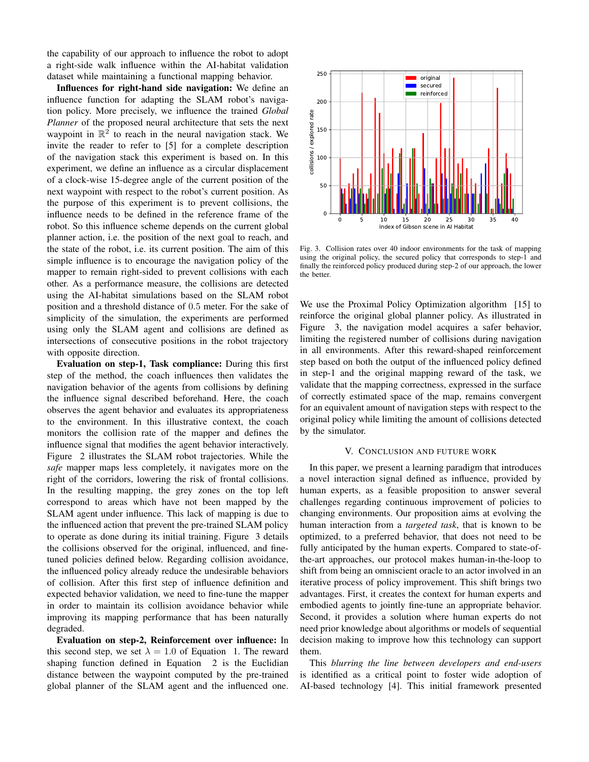the capability of our approach to influence the robot to adopt a right-side walk influence within the AI-habitat validation dataset while maintaining a functional mapping behavior.

**Influences for right-hand side navigation:** We define an influence function for adapting the SLAM robot's navigation policy. More precisely, we influence the trained *Global Planner* of the proposed neural architecture that sets the next waypoint in $\mathbb{R}^2$ to reach in the neural navigation stack. We invite the reader to refer to [5] for a complete description of the navigation stack this experiment is based on. In this experiment, we define an influence as a circular displacement of a clock-wise 15-degree angle of the current position of the next waypoint with respect to the robot's current position. As the purpose of this experiment is to prevent collisions, the influence needs to be defined in the reference frame of the robot. So this influence scheme depends on the current global planner action, i.e. the position of the next goal to reach, and the state of the robot, i.e. its current position. The aim of this simple influence is to encourage the navigation policy of the mapper to remain right-sided to prevent collisions with each other. As a performance measure, the collisions are detected using the AI-habitat simulations based on the SLAM robot position and a threshold distance of $0.5$ meter. For the sake of simplicity of the simulation, the experiments are performed using only the SLAM agent and collisions are defined as intersections of consecutive positions in the robot trajectory with opposite direction.

**Evaluation on step-1, Task compliance:** During this first step of the method, the coach influences then validates the navigation behavior of the agents from collisions by defining the influence signal described beforehand. Here, the coach observes the agent behavior and evaluates its appropriateness to the environment. In this illustrative context, the coach monitors the collision rate of the mapper and defines the influence signal that modifies the agent behavior interactively. Figure 2 illustrates the SLAM robot trajectories. While the *safe* mapper maps less completely, it navigates more on the right of the corridors, lowering the risk of frontal collisions. In the resulting mapping, the grey zones on the top left correspond to areas which have not been mapped by the SLAM agent under influence. This lack of mapping is due to the influenced action that prevent the pre-trained SLAM policy to operate as done during its initial training. Figure 3 details the collisions observed for the original, influenced, and fine-tuned policies defined below. Regarding collision avoidance, the influenced policy already reduce the undesirable behaviors of collision. After this first step of influence definition and expected behavior validation, we need to fine-tune the mapper in order to maintain its collision avoidance behavior while improving its mapping performance that has been naturally degraded.

**Evaluation on step-2, Reinforcement over influence:** In this second step, we set $\lambda = 1.0$ of Equation 1. The reward shaping function defined in Equation 2 is the Euclidian distance between the waypoint computed by the pre-trained global planner of the SLAM agent and the influenced one.

Fig. 3. Collision rates over 40 indoor environments for the task of mapping using the original policy, the secured policy that corresponds to step-1 and finally the reinforced policy produced during step-2 of our approach, the lower the better.

We use the Proximal Policy Optimization algorithm [15] to reinforce the original global planner policy. As illustrated in Figure 3, the navigation model acquires a safer behavior, limiting the registered number of collisions during navigation in all environments. After this reward-shaped reinforcement step based on both the output of the influenced policy defined in step-1 and the original mapping reward of the task, we validate that the mapping correctness, expressed in the surface of correctly estimated space of the map, remains convergent for an equivalent amount of navigation steps with respect to the original policy while limiting the amount of collisions detected by the simulator.

## V. Conclusion and Future Work

In this paper, we present a learning paradigm that introduces a novel interaction signal defined as influence, provided by human experts, as a feasible proposition to answer several challenges regarding continuous improvement of policies to changing environments. Our proposition aims at evolving the human interaction from a *targeted task*, that is known to be optimized, to a preferred behavior, that does not need to be fully anticipated by the human experts. Compared to state-of-the-art approaches, our protocol makes human-in-the-loop to shift from being an omniscient oracle to an actor involved in an iterative process of policy improvement. This shift brings two advantages. First, it creates the context for human experts and embodied agents to jointly fine-tune an appropriate behavior. Second, it provides a solution where human experts do not need prior knowledge about algorithms or models of sequential decision making to improve how this technology can support them.

This *blurring the line between developers and end-users* is identified as a critical point to foster wide adoption of AI-based technology [4]. This initial framework presented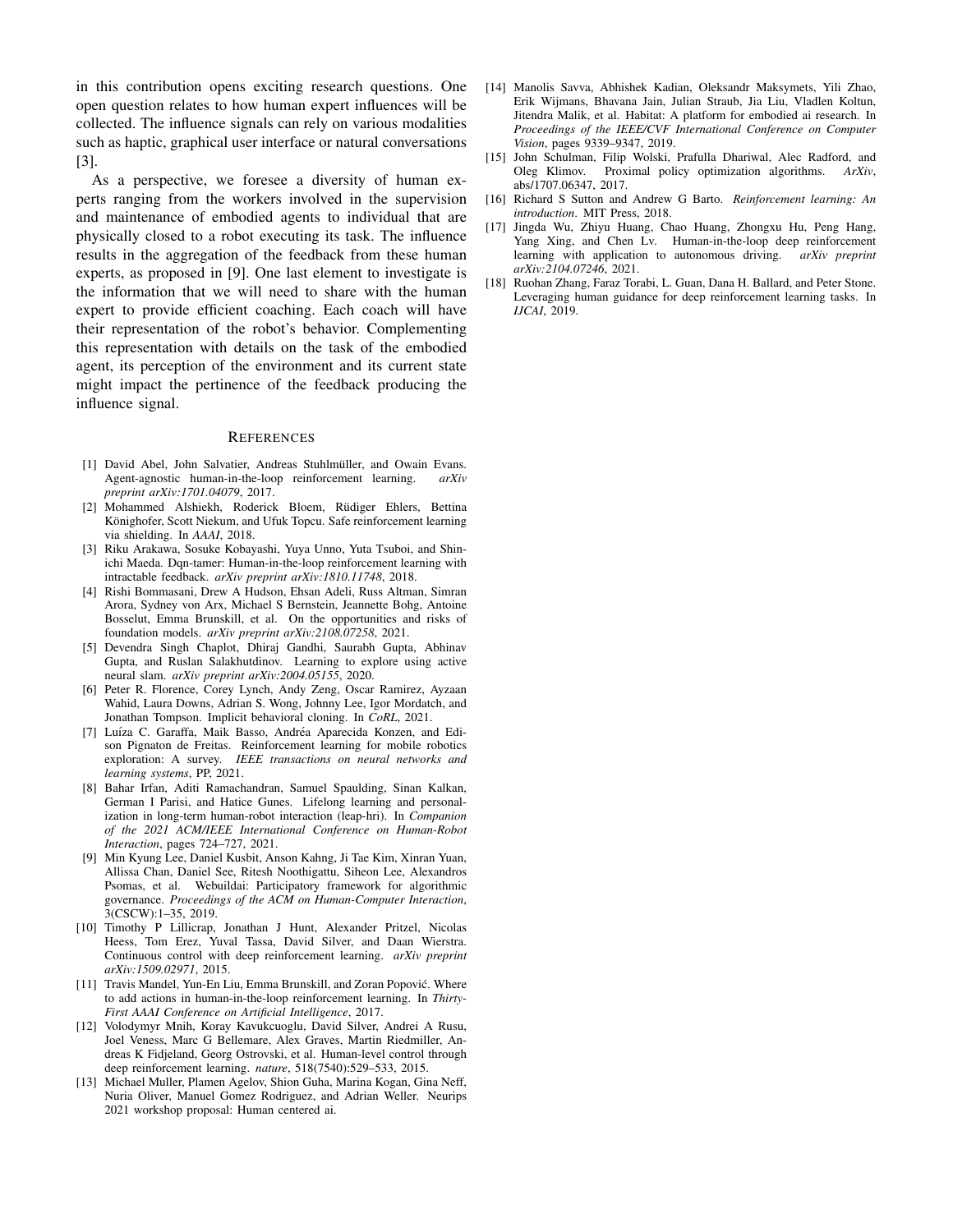in this contribution opens exciting research questions. One open question relates to how human expert influences will be collected. The influence signals can rely on various modalities such as haptic, graphical user interface or natural conversations [3].

As a perspective, we foresee a diversity of human experts ranging from the workers involved in the supervision and maintenance of embodied agents to individual that are physically closed to a robot executing its task. The influence results in the aggregation of the feedback from these human experts, as proposed in [9]. One last element to investigate is the information that we will need to share with the human expert to provide efficient coaching. Each coach will have their representation of the robot's behavior. Complementing this representation with details on the task of the embodied agent, its perception of the environment and its current state might impact the pertinence of the feedback producing the influence signal.

## References

[1] David Abel, John Salvatier, Andreas Stuhlmüller, and Owain Evans. Agent-agnostic human-in-the-loop reinforcement learning. *arXiv preprint arXiv:1701.04079*, 2017.

[2] Mohammed Alshiekh, Roderick Bloem, Rüdiger Ehlers, Bettina Könighofer, Scott Niekum, and Ufuk Topcu. Safe reinforcement learning via shielding. In *AAAI*, 2018.

[3] Riku Arakawa, Sosuke Kobayashi, Yuya Unno, Yuta Tsuboi, and Shin-ichi Maeda. Dqn-tamer: Human-in-the-loop reinforcement learning with intractable feedback. *arXiv preprint arXiv:1810.11748*, 2018.

[4] Rishi Bommasani, Drew A Hudson, Ehsan Adeli, Russ Altman, Simran Arora, Sydney von Arx, Michael S Bernstein, Jeannette Bohg, Antoine Bosselut, Emma Brunskill, et al. On the opportunities and risks of foundation models. *arXiv preprint arXiv:2108.07258*, 2021.

[5] Devendra Singh Chaplot, Dhiraj Gandhi, Saurabh Gupta, Abhinav Gupta, and Ruslan Salakhutdinov. Learning to explore using active neural slam. *arXiv preprint arXiv:2004.05155*, 2020.

[6] Peter R. Florence, Corey Lynch, Andy Zeng, Oscar Ramirez, Ayzaan Wahid, Laura Downs, Adrian S. Wong, Johnny Lee, Igor Mordatch, and Jonathan Tompson. Implicit behavioral cloning. In *CoRL*, 2021.

[7] Luíza C. Garaffa, Maik Basso, Andréa Aparecida Konzen, and Edison Pignaton de Freitas. Reinforcement learning for mobile robotics exploration: A survey. *IEEE transactions on neural networks and learning systems*, PP, 2021.

[8] Bahar Irfan, Aditi Ramachandran, Samuel Spaulding, Sinan Kalkan, German I Parisi, and Hatice Gunes. Lifelong learning and personalization in long-term human-robot interaction (leap-hri). In *Companion of the 2021 ACM/IEEE International Conference on Human-Robot Interaction*, pages 724–727, 2021.

[9] Min Kyung Lee, Daniel Kusbit, Anson Kahng, Ji Tae Kim, Xinran Yuan, Allissa Chan, Daniel See, Ritesh Noothigattu, Siheon Lee, Alexandros Psomas, et al. Webuildai: Participatory framework for algorithmic governance. *Proceedings of the ACM on Human-Computer Interaction*, 3(CSCW):1–35, 2019.

[10] Timothy P Lillicrap, Jonathan J Hunt, Alexander Pritzel, Nicolas Heess, Tom Erez, Yuval Tassa, David Silver, and Daan Wierstra. Continuous control with deep reinforcement learning. *arXiv preprint arXiv:1509.02971*, 2015.

[11] Travis Mandel, Yun-En Liu, Emma Brunskill, and Zoran Popović. Where to add actions in human-in-the-loop reinforcement learning. In *Thirty-First AAAI Conference on Artificial Intelligence*, 2017.

[12] Volodymyr Mnih, Koray Kavukcuoglu, David Silver, Andrei A Rusu, Joel Veness, Marc G Bellemare, Alex Graves, Martin Riedmiller, Andreas K Fidjeland, Georg Ostrovski, et al. Human-level control through deep reinforcement learning. *nature*, 518(7540):529–533, 2015.

[13] Michael Muller, Plamen Agelov, Shion Guha, Marina Kogan, Gina Neff, Nuria Oliver, Manuel Gomez Rodriguez, and Adrian Weller. Neurips 2021 workshop proposal: Human centered ai.

[14] Manolis Savva, Abhishek Kadian, Oleksandr Maksymets, Yili Zhao, Erik Wijmans, Bhavana Jain, Julian Straub, Jia Liu, Vladlen Koltun, Jitendra Malik, et al. Habitat: A platform for embodied ai research. In *Proceedings of the IEEE/CVF International Conference on Computer Vision*, pages 9339–9347, 2019.

[15] John Schulman, Filip Wolski, Prafulla Dhariwal, Alec Radford, and Oleg Klimov. Proximal policy optimization algorithms. *ArXiv*, abs/1707.06347, 2017.

[16] Richard S Sutton and Andrew G Barto. *Reinforcement learning: An introduction*. MIT Press, 2018.

[17] Jingda Wu, Zhiyu Huang, Chao Huang, Zhongxu Hu, Peng Hang, Yang Xing, and Chen Lv. Human-in-the-loop deep reinforcement learning with application to autonomous driving. *arXiv preprint arXiv:2104.07246*, 2021.

[18] Ruohan Zhang, Faraz Torabi, L. Guan, Dana H. Ballard, and Peter Stone. Leveraging human guidance for deep reinforcement learning tasks. In *IJCAI*, 2019.